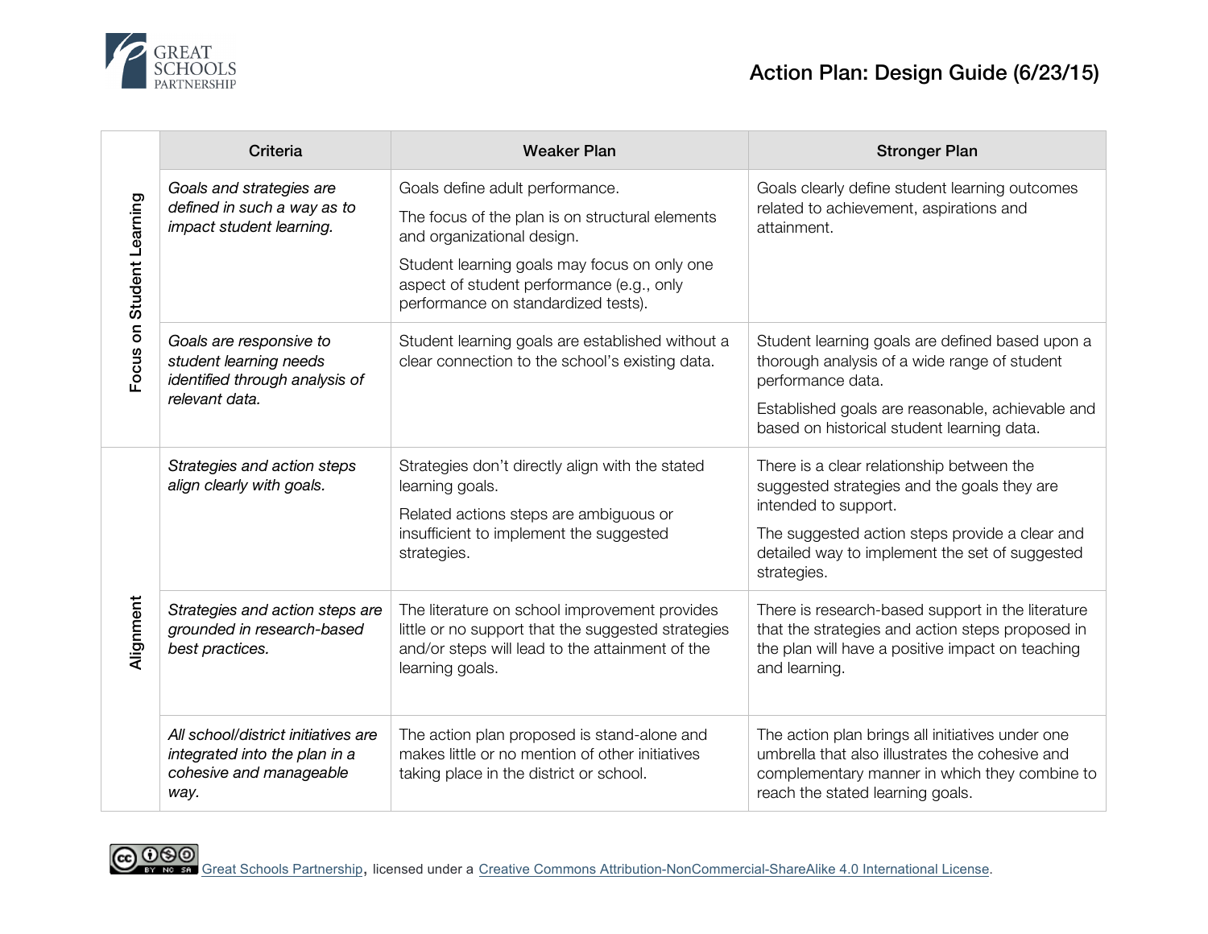GREAT SCHOOLS PARTNERSHIP

# Action Plan: Design Guide (6/23/15)

| | Criteria | Weaker Plan | Stronger Plan |
|---|---|---|---|
| Focus on Student Learning | *Goals and strategies are defined in such a way as to impact student learning.* | Goals define adult performance.<br><br>The focus of the plan is on structural elements and organizational design.<br><br>Student learning goals may focus on only one aspect of student performance (e.g., only performance on standardized tests). | Goals clearly define student learning outcomes related to achievement, aspirations and attainment. |
| | *Goals are responsive to student learning needs identified through analysis of relevant data.* | Student learning goals are established without a clear connection to the school's existing data. | Student learning goals are defined based upon a thorough analysis of a wide range of student performance data.<br><br>Established goals are reasonable, achievable and based on historical student learning data. |
| Alignment | *Strategies and action steps align clearly with goals.* | Strategies don't directly align with the stated learning goals.<br><br>Related actions steps are ambiguous or insufficient to implement the suggested strategies. | There is a clear relationship between the suggested strategies and the goals they are intended to support.<br><br>The suggested action steps provide a clear and detailed way to implement the set of suggested strategies. |
| | *Strategies and action steps are grounded in research-based best practices.* | The literature on school improvement provides little or no support that the suggested strategies and/or steps will lead to the attainment of the learning goals. | There is research-based support in the literature that the strategies and action steps proposed in the plan will have a positive impact on teaching and learning. |
| | *All school/district initiatives are integrated into the plan in a cohesive and manageable way.* | The action plan proposed is stand-alone and makes little or no mention of other initiatives taking place in the district or school. | The action plan brings all initiatives under one umbrella that also illustrates the cohesive and complementary manner in which they combine to reach the stated learning goals. |

Great Schools Partnership, licensed under a Creative Commons Attribution-NonCommercial-ShareAlike 4.0 International License.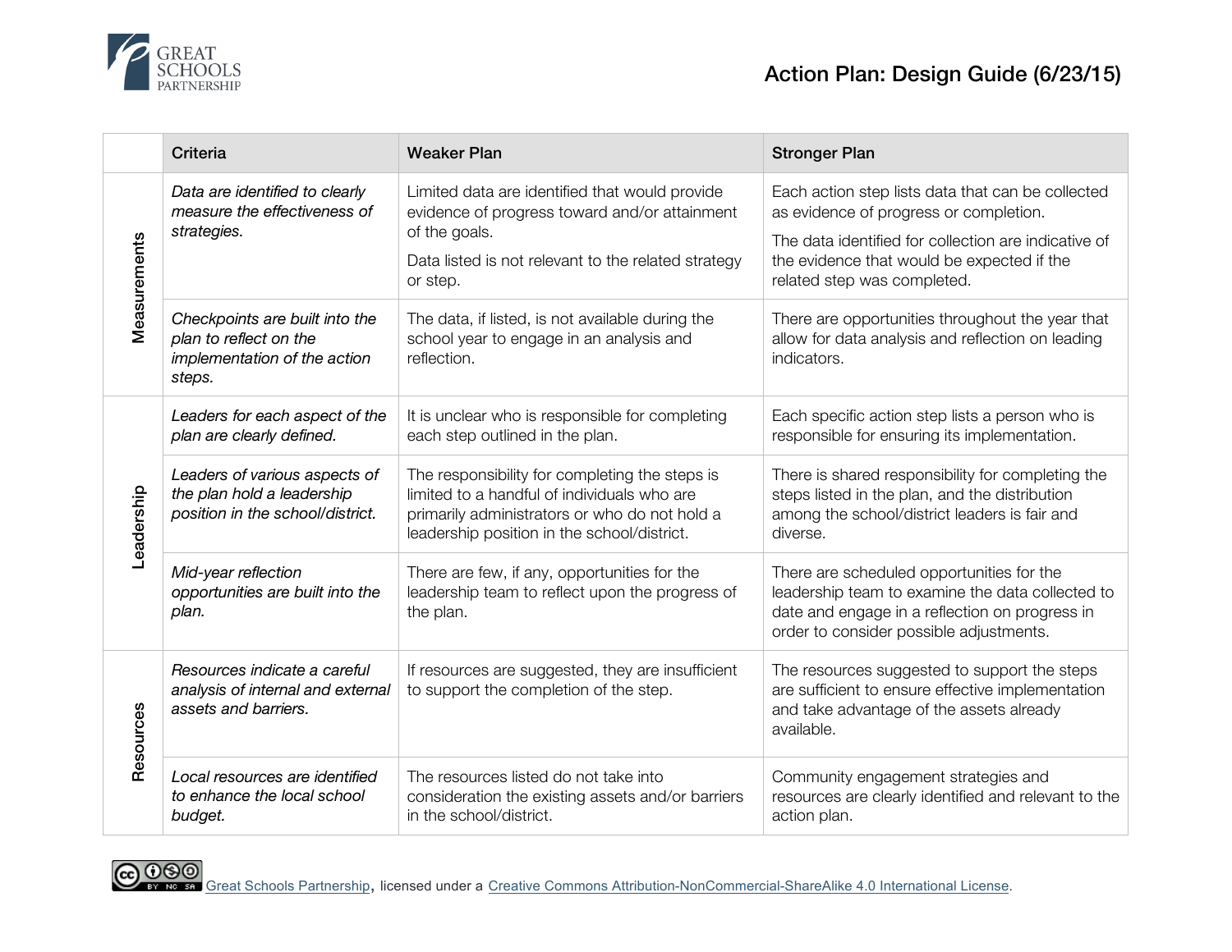# Action Plan: Design Guide (6/23/15)

| | Criteria | Weaker Plan | Stronger Plan |
|---|---|---|---|
| Measurements | *Data are identified to clearly measure the effectiveness of strategies.* | Limited data are identified that would provide evidence of progress toward and/or attainment of the goals. Data listed is not relevant to the related strategy or step. | Each action step lists data that can be collected as evidence of progress or completion. The data identified for collection are indicative of the evidence that would be expected if the related step was completed. |
| | *Checkpoints are built into the plan to reflect on the implementation of the action steps.* | The data, if listed, is not available during the school year to engage in an analysis and reflection. | There are opportunities throughout the year that allow for data analysis and reflection on leading indicators. |
| Leadership | *Leaders for each aspect of the plan are clearly defined.* | It is unclear who is responsible for completing each step outlined in the plan. | Each specific action step lists a person who is responsible for ensuring its implementation. |
| | *Leaders of various aspects of the plan hold a leadership position in the school/district.* | The responsibility for completing the steps is limited to a handful of individuals who are primarily administrators or who do not hold a leadership position in the school/district. | There is shared responsibility for completing the steps listed in the plan, and the distribution among the school/district leaders is fair and diverse. |
| | *Mid-year reflection opportunities are built into the plan.* | There are few, if any, opportunities for the leadership team to reflect upon the progress of the plan. | There are scheduled opportunities for the leadership team to examine the data collected to date and engage in a reflection on progress in order to consider possible adjustments. |
| Resources | *Resources indicate a careful analysis of internal and external assets and barriers.* | If resources are suggested, they are insufficient to support the completion of the step. | The resources suggested to support the steps are sufficient to ensure effective implementation and take advantage of the assets already available. |
| | *Local resources are identified to enhance the local school budget.* | The resources listed do not take into consideration the existing assets and/or barriers in the school/district. | Community engagement strategies and resources are clearly identified and relevant to the action plan. |

Great Schools Partnership, licensed under a Creative Commons Attribution-NonCommercial-ShareAlike 4.0 International License.